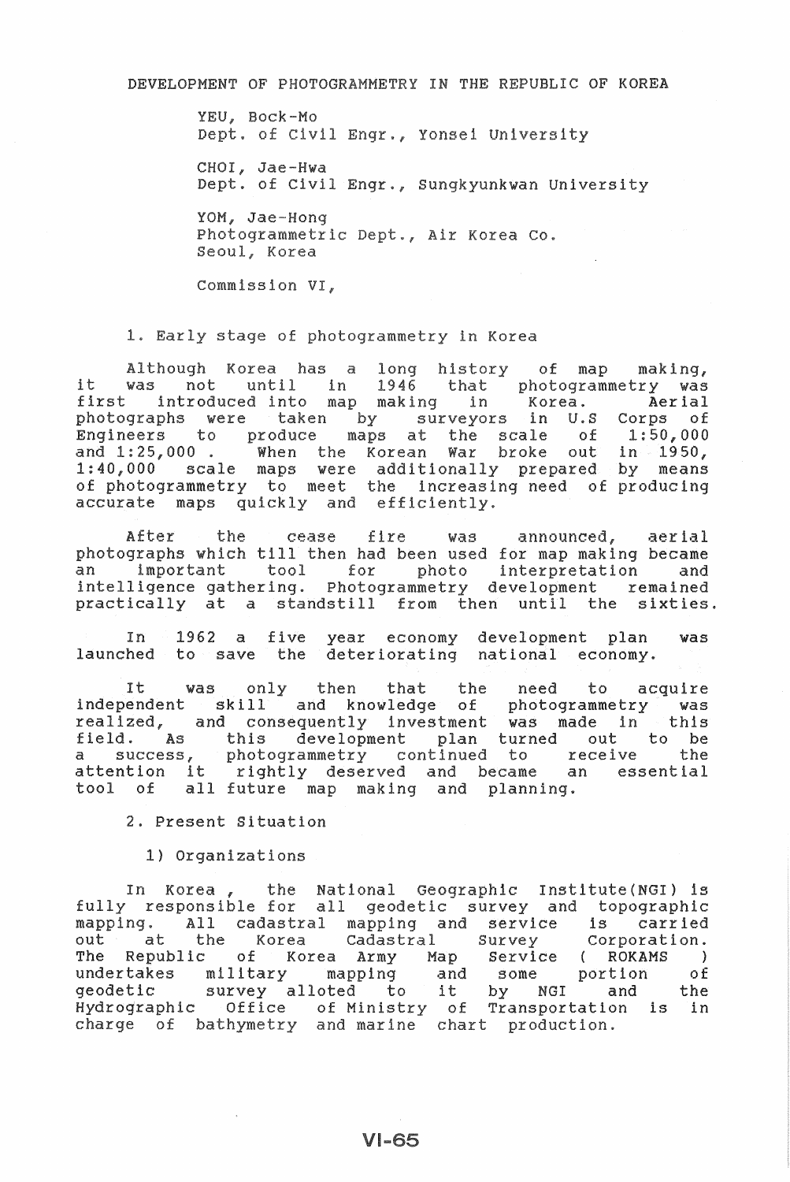# DEVELOPMENT OF PHOTOGRAMMETRY IN THE REPUBLIC OF KOREA

YEU, Bock-Mo
Dept. of Civil Engr., Yonsei University

CHOI, Jae-Hwa
Dept. of Civil Engr., Sungkyunkwan University

YOM, Jae-Hong
Photogrammetric Dept., Air Korea Co.
Seoul, Korea

Commission VI,

## 1. Early stage of photogrammetry in Korea

Although Korea has a long history of map making, it was not until in 1946 that photogrammetry was first introduced into map making in Korea. Aerial photographs were taken by surveyors in U.S Corps of Engineers to produce maps at the scale of 1:50,000 and 1:25,000 . When the Korean War broke out in 1950, 1:40,000 scale maps were additionally prepared by means of photogrammetry to meet the increasing need of producing accurate maps quickly and efficiently.

After the cease fire was announced, aerial photographs which till then had been used for map making became an important tool for photo interpretation and intelligence gathering. Photogrammetry development remained practically at a standstill from then until the sixties.

In 1962 a five year economy development plan was launched to save the deteriorating national economy.

It was only then that the need to acquire independent skill and knowledge of photogrammetry was realized, and consequently investment was made in this field. As this development plan turned out to be a success, photogrammetry continued to receive the attention it rightly deserved and became an essential tool of all future map making and planning.

## 2. Present Situation

### 1) Organizations

In Korea , the National Geographic Institute(NGI) is fully responsible for all geodetic survey and topographic mapping. All cadastral mapping and service is carried out at the Korea Cadastral Survey Corporation. The Republic of Korea Army Map Service ( ROKAMS ) undertakes military mapping and some portion of geodetic survey alloted to it by NGI and the Hydrographic Office of Ministry of Transportation is in charge of bathymetry and marine chart production.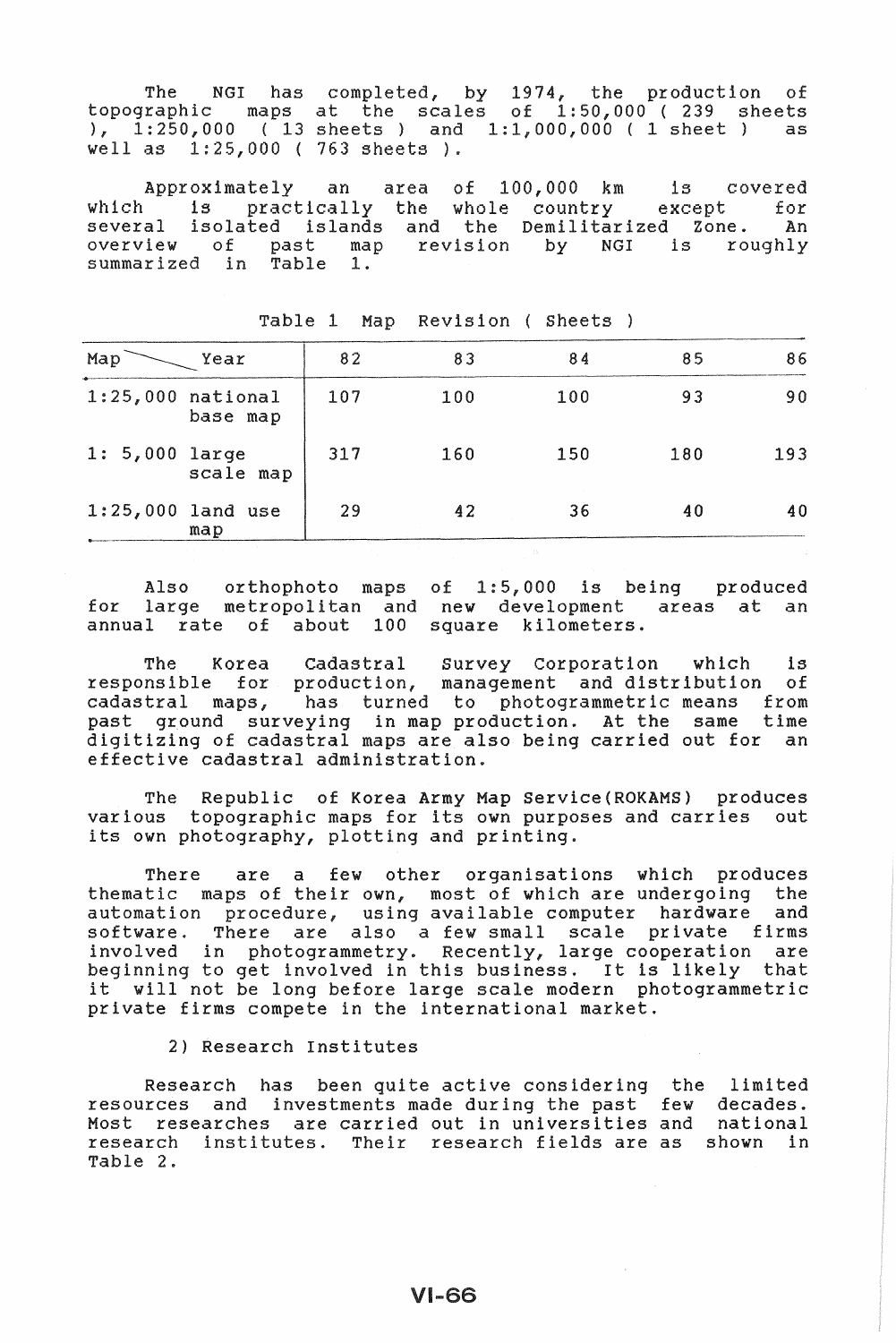The NGI has completed, by 1974, the production of topographic maps at the scales of 1:50,000 ( 239 sheets ), 1:250,000 ( 13 sheets ) and 1:1,000,000 ( 1 sheet ) as well as 1:25,000 ( 763 sheets ).

Approximately an area of 100,000 km is covered which is practically the whole country except for several isolated islands and the Demilitarized Zone. An overview of past map revision by NGI is roughly summarized in Table 1.

Table 1 Map Revision ( Sheets )

| Map \ Year | 82 | 83 | 84 | 85 | 86 |
|---|---|---|---|---|---|
| 1:25,000 national base map | 107 | 100 | 100 | 93 | 90 |
| 1: 5,000 large scale map | 317 | 160 | 150 | 180 | 193 |
| 1:25,000 land use map | 29 | 42 | 36 | 40 | 40 |

Also orthophoto maps of 1:5,000 is being produced for large metropolitan and new development areas at an annual rate of about 100 square kilometers.

The Korea Cadastral Survey Corporation which is responsible for production, management and distribution of cadastral maps, has turned to photogrammetric means from past ground surveying in map production. At the same time digitizing of cadastral maps are also being carried out for an effective cadastral administration.

The Republic of Korea Army Map Service(ROKAMS) produces various topographic maps for its own purposes and carries out its own photography, plotting and printing.

There are a few other organisations which produces thematic maps of their own, most of which are undergoing the automation procedure, using available computer hardware and software. There are also a few small scale private firms involved in photogrammetry. Recently, large cooperation are beginning to get involved in this business. It is likely that it will not be long before large scale modern photogrammetric private firms compete in the international market.

2) Research Institutes

Research has been quite active considering the limited resources and investments made during the past few decades. Most researches are carried out in universities and national research institutes. Their research fields are as shown in Table 2.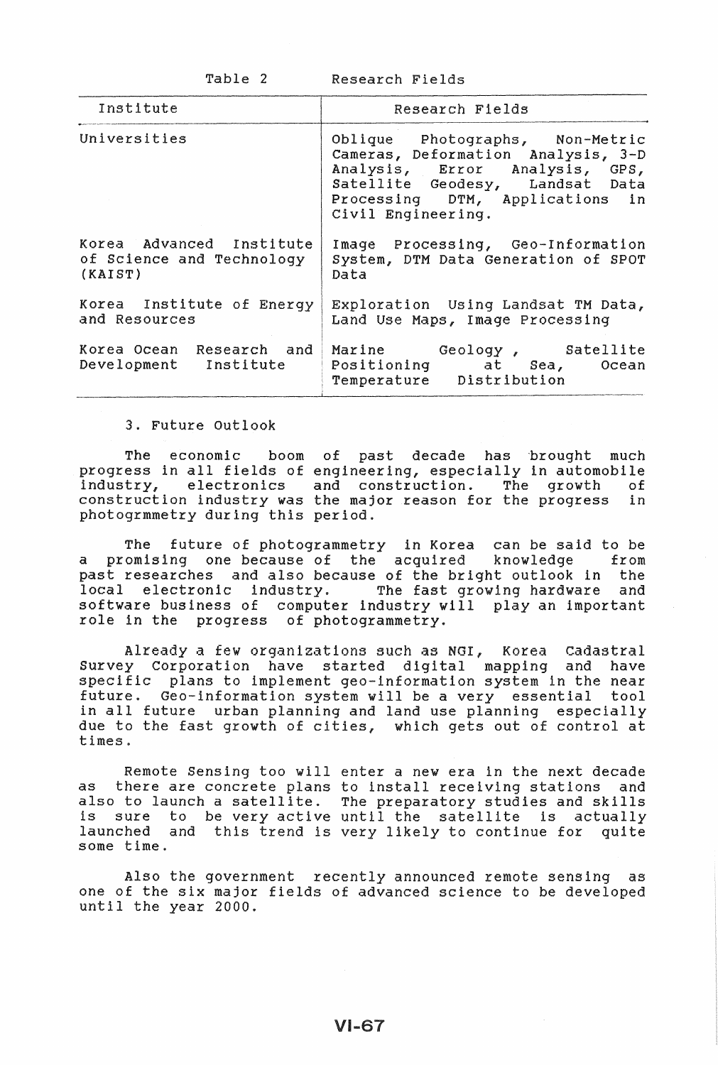Table 2 Research Fields

| Institute | Research Fields |
| --- | --- |
| Universities | Oblique Photographs, Non-Metric Cameras, Deformation Analysis, 3-D Analysis, Error Analysis, GPS, Satellite Geodesy, Landsat Data Processing DTM, Applications in Civil Engineering. |
| Korea Advanced Institute of Science and Technology (KAIST) | Image Processing, Geo-Information System, DTM Data Generation of SPOT Data |
| Korea Institute of Energy and Resources | Exploration Using Landsat TM Data, Land Use Maps, Image Processing |
| Korea Ocean Research and Development Institute | Marine Geology , Satellite Positioning at Sea, Ocean Temperature Distribution |

## 3. Future Outlook

The economic boom of past decade has brought much progress in all fields of engineering, especially in automobile industry, electronics and construction. The growth of construction industry was the major reason for the progress in photogrmmetry during this period.

The future of photogrammetry in Korea can be said to be a promising one because of the acquired knowledge from past researches and also because of the bright outlook in the local electronic industry. The fast growing hardware and software business of computer industry will play an important role in the progress of photogrammetry.

Already a few organizations such as NGI, Korea Cadastral Survey Corporation have started digital mapping and have specific plans to implement geo-information system in the near future. Geo-information system will be a very essential tool in all future urban planning and land use planning especially due to the fast growth of cities, which gets out of control at times.

Remote Sensing too will enter a new era in the next decade as there are concrete plans to install receiving stations and also to launch a satellite. The preparatory studies and skills is sure to be very active until the satellite is actually launched and this trend is very likely to continue for quite some time.

Also the government recently announced remote sensing as one of the six major fields of advanced science to be developed until the year 2000.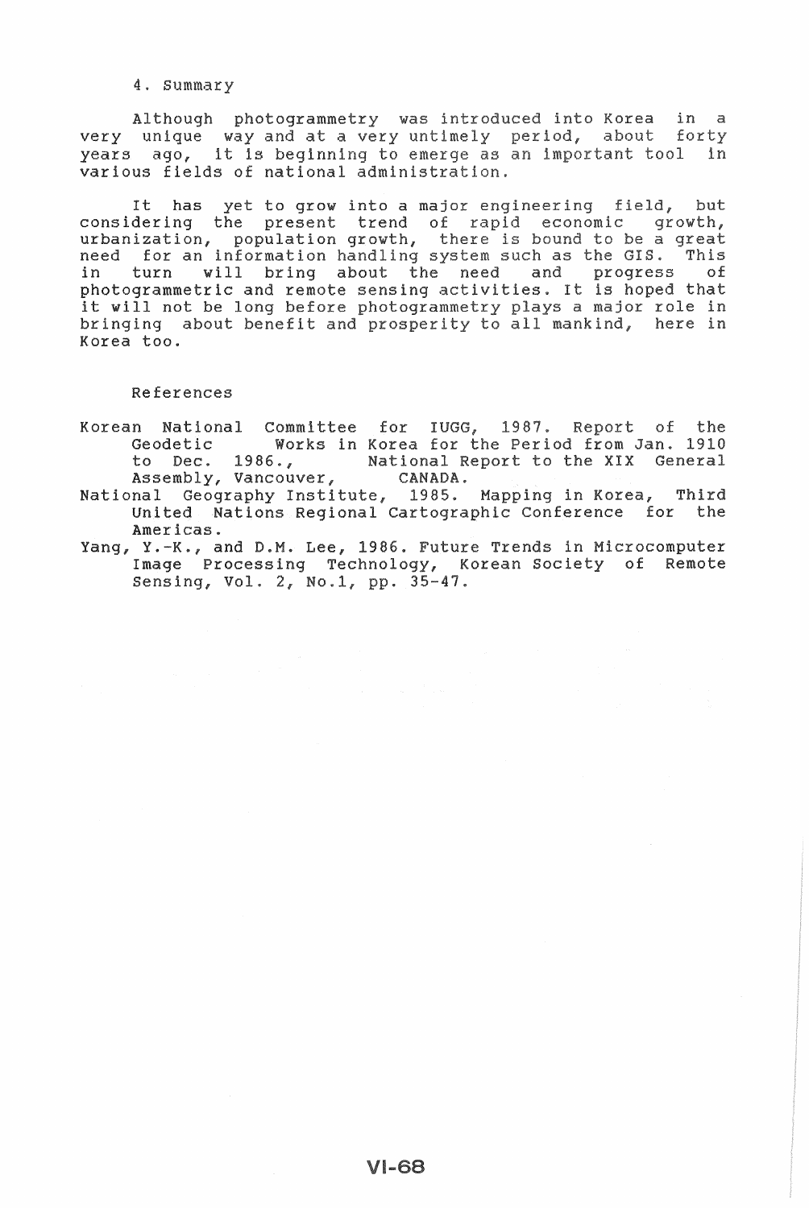## 4. Summary

Although photogrammetry was introduced into Korea in a very unique way and at a very untimely period, about forty years ago, it is beginning to emerge as an important tool in various fields of national administration.

It has yet to grow into a major engineering field, but considering the present trend of rapid economic growth, urbanization, population growth, there is bound to be a great need for an information handling system such as the GIS. This in turn will bring about the need and progress of photogrammetric and remote sensing activities. It is hoped that it will not be long before photogrammetry plays a major role in bringing about benefit and prosperity to all mankind, here in Korea too.

## References

Korean National Committee for IUGG, 1987. Report of the Geodetic Works in Korea for the Period from Jan. 1910 to Dec. 1986., National Report to the XIX General Assembly, Vancouver, CANADA.

National Geography Institute, 1985. Mapping in Korea, Third United Nations Regional Cartographic Conference for the Americas.

Yang, Y.-K., and D.M. Lee, 1986. Future Trends in Microcomputer Image Processing Technology, Korean Society of Remote Sensing, Vol. 2, No.1, pp. 35-47.